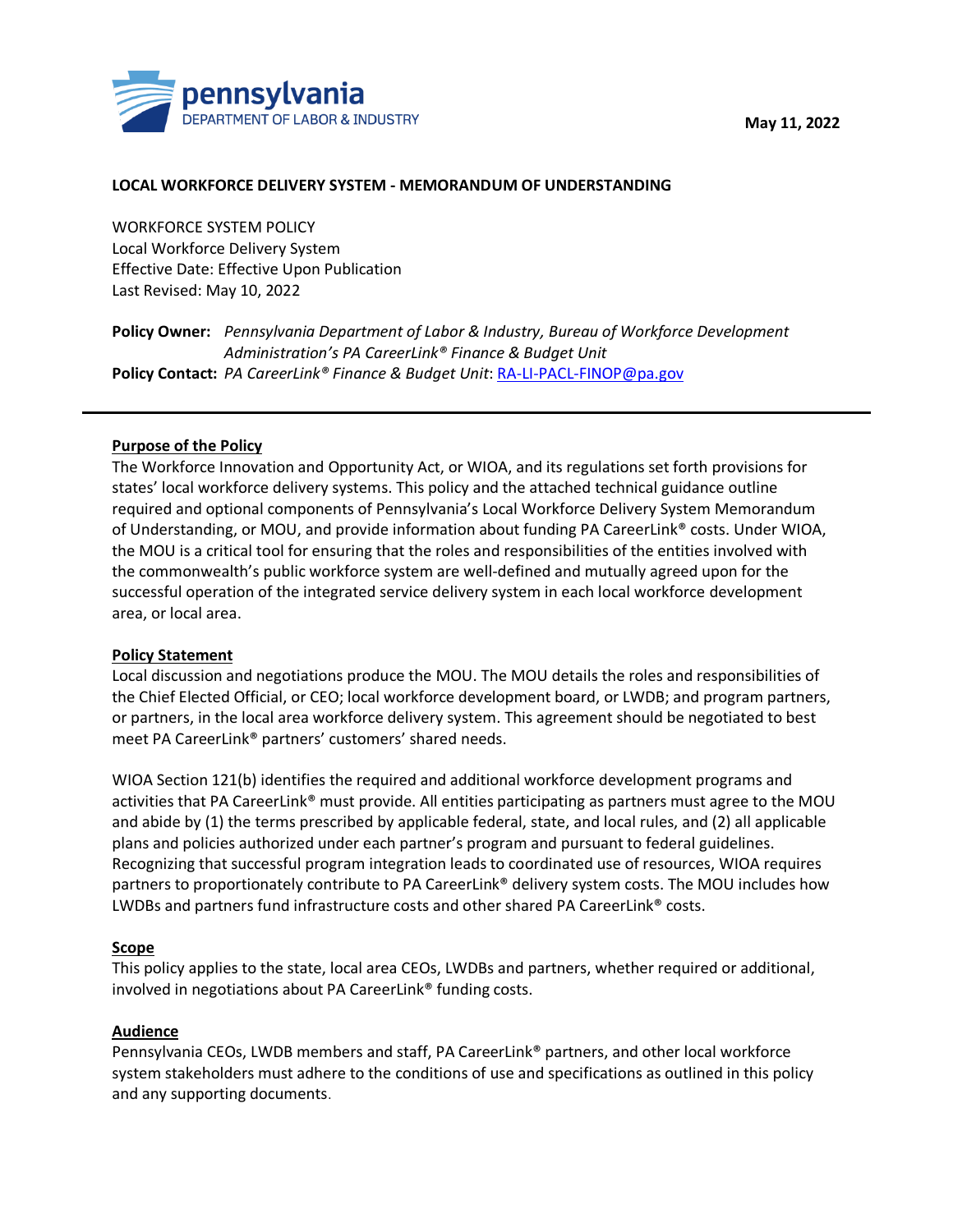pennsylvania
DEPARTMENT OF LABOR & INDUSTRY

**May 11, 2022**

**LOCAL WORKFORCE DELIVERY SYSTEM - MEMORANDUM OF UNDERSTANDING**

WORKFORCE SYSTEM POLICY
Local Workforce Delivery System
Effective Date: Effective Upon Publication
Last Revised: May 10, 2022

**Policy Owner:** *Pennsylvania Department of Labor & Industry, Bureau of Workforce Development Administration's PA CareerLink® Finance & Budget Unit*
**Policy Contact:** *PA CareerLink® Finance & Budget Unit*: RA-LI-PACL-FINOP@pa.gov

---

## Purpose of the Policy

The Workforce Innovation and Opportunity Act, or WIOA, and its regulations set forth provisions for states' local workforce delivery systems. This policy and the attached technical guidance outline required and optional components of Pennsylvania's Local Workforce Delivery System Memorandum of Understanding, or MOU, and provide information about funding PA CareerLink® costs. Under WIOA, the MOU is a critical tool for ensuring that the roles and responsibilities of the entities involved with the commonwealth's public workforce system are well-defined and mutually agreed upon for the successful operation of the integrated service delivery system in each local workforce development area, or local area.

## Policy Statement

Local discussion and negotiations produce the MOU. The MOU details the roles and responsibilities of the Chief Elected Official, or CEO; local workforce development board, or LWDB; and program partners, or partners, in the local area workforce delivery system. This agreement should be negotiated to best meet PA CareerLink® partners' customers' shared needs.

WIOA Section 121(b) identifies the required and additional workforce development programs and activities that PA CareerLink® must provide. All entities participating as partners must agree to the MOU and abide by (1) the terms prescribed by applicable federal, state, and local rules, and (2) all applicable plans and policies authorized under each partner's program and pursuant to federal guidelines. Recognizing that successful program integration leads to coordinated use of resources, WIOA requires partners to proportionately contribute to PA CareerLink® delivery system costs. The MOU includes how LWDBs and partners fund infrastructure costs and other shared PA CareerLink® costs.

## Scope

This policy applies to the state, local area CEOs, LWDBs and partners, whether required or additional, involved in negotiations about PA CareerLink® funding costs.

## Audience

Pennsylvania CEOs, LWDB members and staff, PA CareerLink® partners, and other local workforce system stakeholders must adhere to the conditions of use and specifications as outlined in this policy and any supporting documents.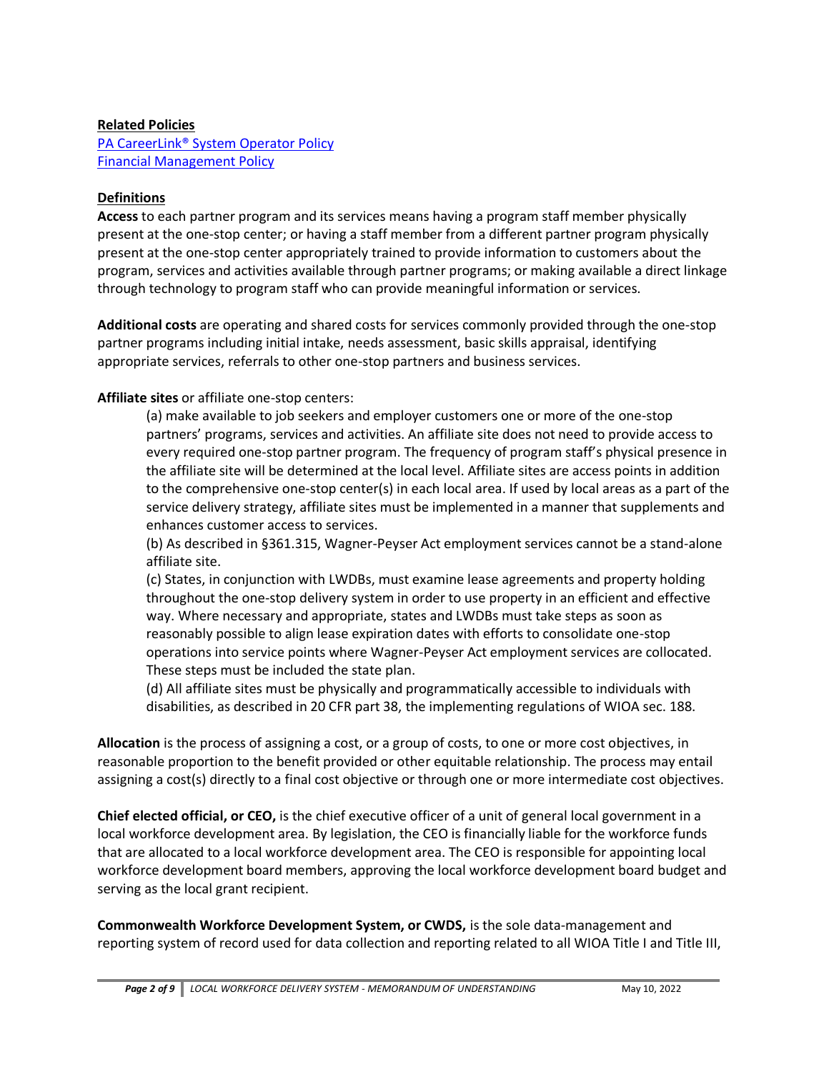**Related Policies**

PA CareerLink® System Operator Policy
Financial Management Policy

**Definitions**

**Access** to each partner program and its services means having a program staff member physically present at the one-stop center; or having a staff member from a different partner program physically present at the one-stop center appropriately trained to provide information to customers about the program, services and activities available through partner programs; or making available a direct linkage through technology to program staff who can provide meaningful information or services.

**Additional costs** are operating and shared costs for services commonly provided through the one-stop partner programs including initial intake, needs assessment, basic skills appraisal, identifying appropriate services, referrals to other one-stop partners and business services.

**Affiliate sites** or affiliate one-stop centers:

(a) make available to job seekers and employer customers one or more of the one-stop partners' programs, services and activities. An affiliate site does not need to provide access to every required one-stop partner program. The frequency of program staff's physical presence in the affiliate site will be determined at the local level. Affiliate sites are access points in addition to the comprehensive one-stop center(s) in each local area. If used by local areas as a part of the service delivery strategy, affiliate sites must be implemented in a manner that supplements and enhances customer access to services.

(b) As described in §361.315, Wagner-Peyser Act employment services cannot be a stand-alone affiliate site.

(c) States, in conjunction with LWDBs, must examine lease agreements and property holding throughout the one-stop delivery system in order to use property in an efficient and effective way. Where necessary and appropriate, states and LWDBs must take steps as soon as reasonably possible to align lease expiration dates with efforts to consolidate one-stop operations into service points where Wagner-Peyser Act employment services are collocated. These steps must be included the state plan.

(d) All affiliate sites must be physically and programmatically accessible to individuals with disabilities, as described in 20 CFR part 38, the implementing regulations of WIOA sec. 188.

**Allocation** is the process of assigning a cost, or a group of costs, to one or more cost objectives, in reasonable proportion to the benefit provided or other equitable relationship. The process may entail assigning a cost(s) directly to a final cost objective or through one or more intermediate cost objectives.

**Chief elected official, or CEO,** is the chief executive officer of a unit of general local government in a local workforce development area. By legislation, the CEO is financially liable for the workforce funds that are allocated to a local workforce development area. The CEO is responsible for appointing local workforce development board members, approving the local workforce development board budget and serving as the local grant recipient.

**Commonwealth Workforce Development System, or CWDS,** is the sole data-management and reporting system of record used for data collection and reporting related to all WIOA Title I and Title III,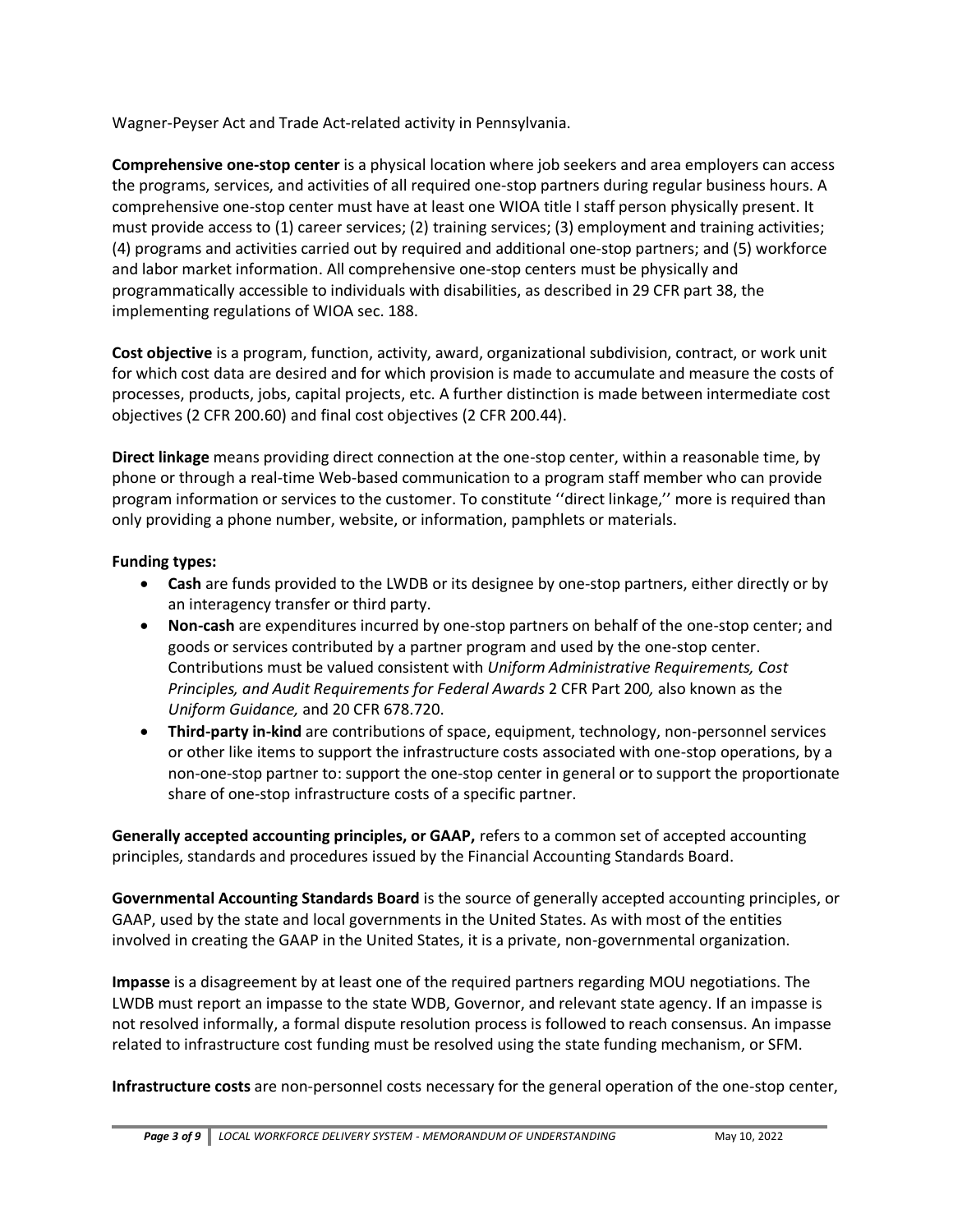Wagner-Peyser Act and Trade Act-related activity in Pennsylvania.

**Comprehensive one-stop center** is a physical location where job seekers and area employers can access the programs, services, and activities of all required one-stop partners during regular business hours. A comprehensive one-stop center must have at least one WIOA title I staff person physically present. It must provide access to (1) career services; (2) training services; (3) employment and training activities; (4) programs and activities carried out by required and additional one-stop partners; and (5) workforce and labor market information. All comprehensive one-stop centers must be physically and programmatically accessible to individuals with disabilities, as described in 29 CFR part 38, the implementing regulations of WIOA sec. 188.

**Cost objective** is a program, function, activity, award, organizational subdivision, contract, or work unit for which cost data are desired and for which provision is made to accumulate and measure the costs of processes, products, jobs, capital projects, etc. A further distinction is made between intermediate cost objectives (2 CFR 200.60) and final cost objectives (2 CFR 200.44).

**Direct linkage** means providing direct connection at the one-stop center, within a reasonable time, by phone or through a real-time Web-based communication to a program staff member who can provide program information or services to the customer. To constitute ''direct linkage,'' more is required than only providing a phone number, website, or information, pamphlets or materials.

**Funding types:**

- **Cash** are funds provided to the LWDB or its designee by one-stop partners, either directly or by an interagency transfer or third party.
- **Non-cash** are expenditures incurred by one-stop partners on behalf of the one-stop center; and goods or services contributed by a partner program and used by the one-stop center. Contributions must be valued consistent with *Uniform Administrative Requirements, Cost Principles, and Audit Requirements for Federal Awards* 2 CFR Part 200*,* also known as the *Uniform Guidance,* and 20 CFR 678.720.
- **Third-party in-kind** are contributions of space, equipment, technology, non-personnel services or other like items to support the infrastructure costs associated with one-stop operations, by a non-one-stop partner to: support the one-stop center in general or to support the proportionate share of one-stop infrastructure costs of a specific partner.

**Generally accepted accounting principles, or GAAP,** refers to a common set of accepted accounting principles, standards and procedures issued by the Financial Accounting Standards Board.

**Governmental Accounting Standards Board** is the source of generally accepted accounting principles, or GAAP, used by the state and local governments in the United States. As with most of the entities involved in creating the GAAP in the United States, it is a private, non-governmental organization.

**Impasse** is a disagreement by at least one of the required partners regarding MOU negotiations. The LWDB must report an impasse to the state WDB, Governor, and relevant state agency. If an impasse is not resolved informally, a formal dispute resolution process is followed to reach consensus. An impasse related to infrastructure cost funding must be resolved using the state funding mechanism, or SFM.

**Infrastructure costs** are non-personnel costs necessary for the general operation of the one-stop center,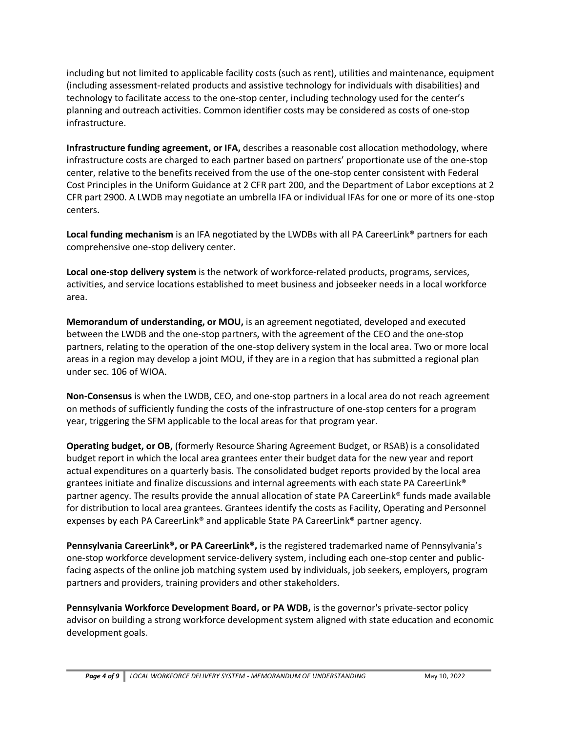including but not limited to applicable facility costs (such as rent), utilities and maintenance, equipment (including assessment-related products and assistive technology for individuals with disabilities) and technology to facilitate access to the one-stop center, including technology used for the center's planning and outreach activities. Common identifier costs may be considered as costs of one-stop infrastructure.

**Infrastructure funding agreement, or IFA,** describes a reasonable cost allocation methodology, where infrastructure costs are charged to each partner based on partners' proportionate use of the one-stop center, relative to the benefits received from the use of the one-stop center consistent with Federal Cost Principles in the Uniform Guidance at 2 CFR part 200, and the Department of Labor exceptions at 2 CFR part 2900. A LWDB may negotiate an umbrella IFA or individual IFAs for one or more of its one-stop centers.

**Local funding mechanism** is an IFA negotiated by the LWDBs with all PA CareerLink® partners for each comprehensive one-stop delivery center.

**Local one-stop delivery system** is the network of workforce-related products, programs, services, activities, and service locations established to meet business and jobseeker needs in a local workforce area.

**Memorandum of understanding, or MOU,** is an agreement negotiated, developed and executed between the LWDB and the one-stop partners, with the agreement of the CEO and the one-stop partners, relating to the operation of the one-stop delivery system in the local area. Two or more local areas in a region may develop a joint MOU, if they are in a region that has submitted a regional plan under sec. 106 of WIOA.

**Non-Consensus** is when the LWDB, CEO, and one-stop partners in a local area do not reach agreement on methods of sufficiently funding the costs of the infrastructure of one-stop centers for a program year, triggering the SFM applicable to the local areas for that program year.

**Operating budget, or OB,** (formerly Resource Sharing Agreement Budget, or RSAB) is a consolidated budget report in which the local area grantees enter their budget data for the new year and report actual expenditures on a quarterly basis. The consolidated budget reports provided by the local area grantees initiate and finalize discussions and internal agreements with each state PA CareerLink® partner agency. The results provide the annual allocation of state PA CareerLink® funds made available for distribution to local area grantees. Grantees identify the costs as Facility, Operating and Personnel expenses by each PA CareerLink® and applicable State PA CareerLink® partner agency.

**Pennsylvania CareerLink®, or PA CareerLink®,** is the registered trademarked name of Pennsylvania's one-stop workforce development service-delivery system, including each one-stop center and public-facing aspects of the online job matching system used by individuals, job seekers, employers, program partners and providers, training providers and other stakeholders.

**Pennsylvania Workforce Development Board, or PA WDB,** is the governor's private-sector policy advisor on building a strong workforce development system aligned with state education and economic development goals.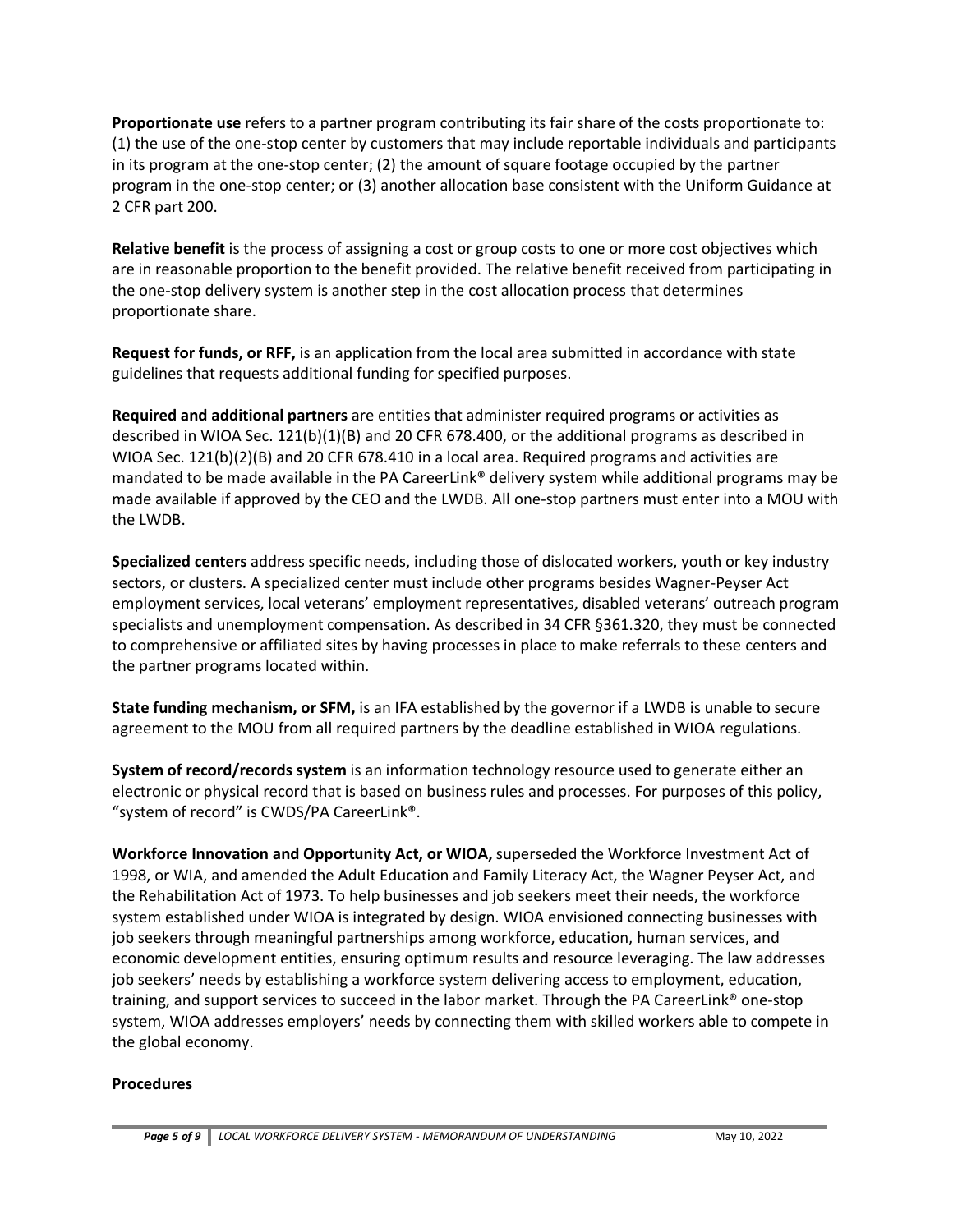**Proportionate use** refers to a partner program contributing its fair share of the costs proportionate to: (1) the use of the one-stop center by customers that may include reportable individuals and participants in its program at the one-stop center; (2) the amount of square footage occupied by the partner program in the one-stop center; or (3) another allocation base consistent with the Uniform Guidance at 2 CFR part 200.

**Relative benefit** is the process of assigning a cost or group costs to one or more cost objectives which are in reasonable proportion to the benefit provided. The relative benefit received from participating in the one-stop delivery system is another step in the cost allocation process that determines proportionate share.

**Request for funds, or RFF,** is an application from the local area submitted in accordance with state guidelines that requests additional funding for specified purposes.

**Required and additional partners** are entities that administer required programs or activities as described in WIOA Sec. 121(b)(1)(B) and 20 CFR 678.400, or the additional programs as described in WIOA Sec. 121(b)(2)(B) and 20 CFR 678.410 in a local area. Required programs and activities are mandated to be made available in the PA CareerLink® delivery system while additional programs may be made available if approved by the CEO and the LWDB. All one-stop partners must enter into a MOU with the LWDB.

**Specialized centers** address specific needs, including those of dislocated workers, youth or key industry sectors, or clusters. A specialized center must include other programs besides Wagner-Peyser Act employment services, local veterans' employment representatives, disabled veterans' outreach program specialists and unemployment compensation. As described in 34 CFR §361.320, they must be connected to comprehensive or affiliated sites by having processes in place to make referrals to these centers and the partner programs located within.

**State funding mechanism, or SFM,** is an IFA established by the governor if a LWDB is unable to secure agreement to the MOU from all required partners by the deadline established in WIOA regulations.

**System of record/records system** is an information technology resource used to generate either an electronic or physical record that is based on business rules and processes. For purposes of this policy, "system of record" is CWDS/PA CareerLink®.

**Workforce Innovation and Opportunity Act, or WIOA,** superseded the Workforce Investment Act of 1998, or WIA, and amended the Adult Education and Family Literacy Act, the Wagner Peyser Act, and the Rehabilitation Act of 1973. To help businesses and job seekers meet their needs, the workforce system established under WIOA is integrated by design. WIOA envisioned connecting businesses with job seekers through meaningful partnerships among workforce, education, human services, and economic development entities, ensuring optimum results and resource leveraging. The law addresses job seekers' needs by establishing a workforce system delivering access to employment, education, training, and support services to succeed in the labor market. Through the PA CareerLink® one-stop system, WIOA addresses employers' needs by connecting them with skilled workers able to compete in the global economy.

## Procedures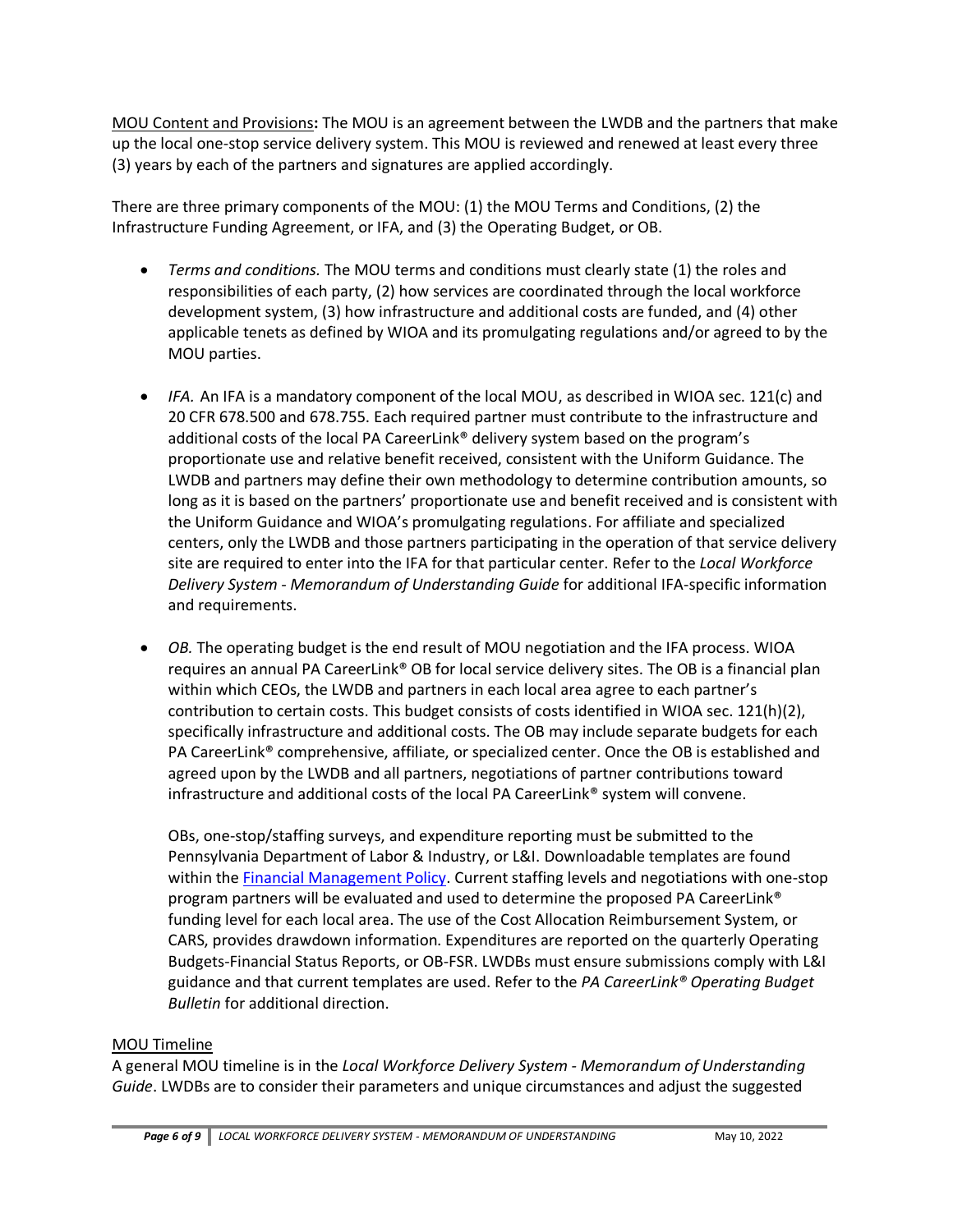<u>MOU Content and Provisions</u>**:** The MOU is an agreement between the LWDB and the partners that make up the local one-stop service delivery system. This MOU is reviewed and renewed at least every three (3) years by each of the partners and signatures are applied accordingly.

There are three primary components of the MOU: (1) the MOU Terms and Conditions, (2) the Infrastructure Funding Agreement, or IFA, and (3) the Operating Budget, or OB.

- *Terms and conditions.* The MOU terms and conditions must clearly state (1) the roles and responsibilities of each party, (2) how services are coordinated through the local workforce development system, (3) how infrastructure and additional costs are funded, and (4) other applicable tenets as defined by WIOA and its promulgating regulations and/or agreed to by the MOU parties.

- *IFA.* An IFA is a mandatory component of the local MOU, as described in WIOA sec. 121(c) and 20 CFR 678.500 and 678.755. Each required partner must contribute to the infrastructure and additional costs of the local PA CareerLink® delivery system based on the program's proportionate use and relative benefit received, consistent with the Uniform Guidance. The LWDB and partners may define their own methodology to determine contribution amounts, so long as it is based on the partners' proportionate use and benefit received and is consistent with the Uniform Guidance and WIOA's promulgating regulations. For affiliate and specialized centers, only the LWDB and those partners participating in the operation of that service delivery site are required to enter into the IFA for that particular center. Refer to the *Local Workforce Delivery System - Memorandum of Understanding Guide* for additional IFA-specific information and requirements.

- *OB.* The operating budget is the end result of MOU negotiation and the IFA process. WIOA requires an annual PA CareerLink® OB for local service delivery sites. The OB is a financial plan within which CEOs, the LWDB and partners in each local area agree to each partner's contribution to certain costs. This budget consists of costs identified in WIOA sec. 121(h)(2), specifically infrastructure and additional costs. The OB may include separate budgets for each PA CareerLink® comprehensive, affiliate, or specialized center. Once the OB is established and agreed upon by the LWDB and all partners, negotiations of partner contributions toward infrastructure and additional costs of the local PA CareerLink® system will convene.

  OBs, one-stop/staffing surveys, and expenditure reporting must be submitted to the Pennsylvania Department of Labor & Industry, or L&I. Downloadable templates are found within the [Financial Management Policy](). Current staffing levels and negotiations with one-stop program partners will be evaluated and used to determine the proposed PA CareerLink® funding level for each local area. The use of the Cost Allocation Reimbursement System, or CARS, provides drawdown information. Expenditures are reported on the quarterly Operating Budgets-Financial Status Reports, or OB-FSR. LWDBs must ensure submissions comply with L&I guidance and that current templates are used. Refer to the *PA CareerLink® Operating Budget Bulletin* for additional direction.

<u>MOU Timeline</u>

A general MOU timeline is in the *Local Workforce Delivery System - Memorandum of Understanding Guide*. LWDBs are to consider their parameters and unique circumstances and adjust the suggested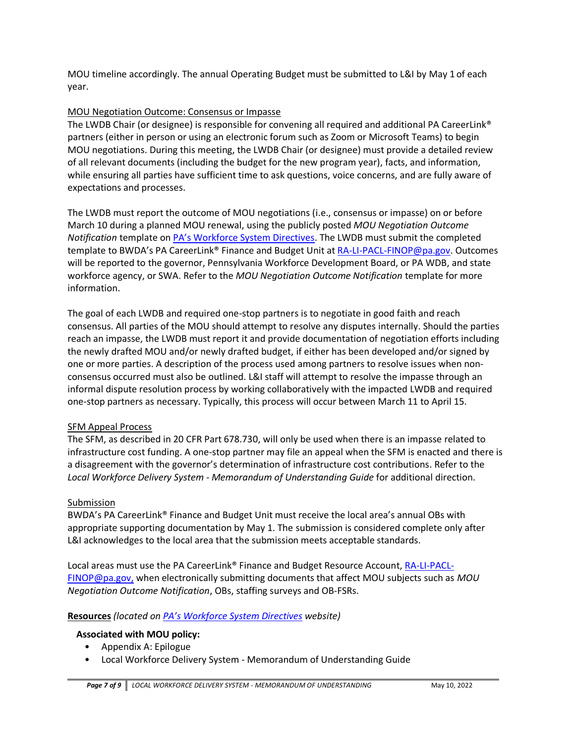MOU timeline accordingly. The annual Operating Budget must be submitted to L&I by May 1 of each year.

MOU Negotiation Outcome: Consensus or Impasse

The LWDB Chair (or designee) is responsible for convening all required and additional PA CareerLink® partners (either in person or using an electronic forum such as Zoom or Microsoft Teams) to begin MOU negotiations. During this meeting, the LWDB Chair (or designee) must provide a detailed review of all relevant documents (including the budget for the new program year), facts, and information, while ensuring all parties have sufficient time to ask questions, voice concerns, and are fully aware of expectations and processes.

The LWDB must report the outcome of MOU negotiations (i.e., consensus or impasse) on or before March 10 during a planned MOU renewal, using the publicly posted *MOU Negotiation Outcome Notification* template on [PA's Workforce System Directives](). The LWDB must submit the completed template to BWDA's PA CareerLink® Finance and Budget Unit at [RA-LI-PACL-FINOP@pa.gov](mailto:RA-LI-PACL-FINOP@pa.gov). Outcomes will be reported to the governor, Pennsylvania Workforce Development Board, or PA WDB, and state workforce agency, or SWA. Refer to the *MOU Negotiation Outcome Notification* template for more information.

The goal of each LWDB and required one-stop partners is to negotiate in good faith and reach consensus. All parties of the MOU should attempt to resolve any disputes internally. Should the parties reach an impasse, the LWDB must report it and provide documentation of negotiation efforts including the newly drafted MOU and/or newly drafted budget, if either has been developed and/or signed by one or more parties. A description of the process used among partners to resolve issues when non-consensus occurred must also be outlined. L&I staff will attempt to resolve the impasse through an informal dispute resolution process by working collaboratively with the impacted LWDB and required one-stop partners as necessary. Typically, this process will occur between March 11 to April 15.

SFM Appeal Process

The SFM, as described in 20 CFR Part 678.730, will only be used when there is an impasse related to infrastructure cost funding. A one-stop partner may file an appeal when the SFM is enacted and there is a disagreement with the governor's determination of infrastructure cost contributions. Refer to the *Local Workforce Delivery System - Memorandum of Understanding Guide* for additional direction.

Submission

BWDA's PA CareerLink® Finance and Budget Unit must receive the local area's annual OBs with appropriate supporting documentation by May 1. The submission is considered complete only after L&I acknowledges to the local area that the submission meets acceptable standards.

Local areas must use the PA CareerLink® Finance and Budget Resource Account, [RA-LI-PACL-FINOP@pa.gov,](mailto:RA-LI-PACL-FINOP@pa.gov) when electronically submitting documents that affect MOU subjects such as *MOU Negotiation Outcome Notification*, OBs, staffing surveys and OB-FSRs.

**Resources** *(located on [PA's Workforce System Directives]() website)*

**Associated with MOU policy:**

- Appendix A: Epilogue
- Local Workforce Delivery System - Memorandum of Understanding Guide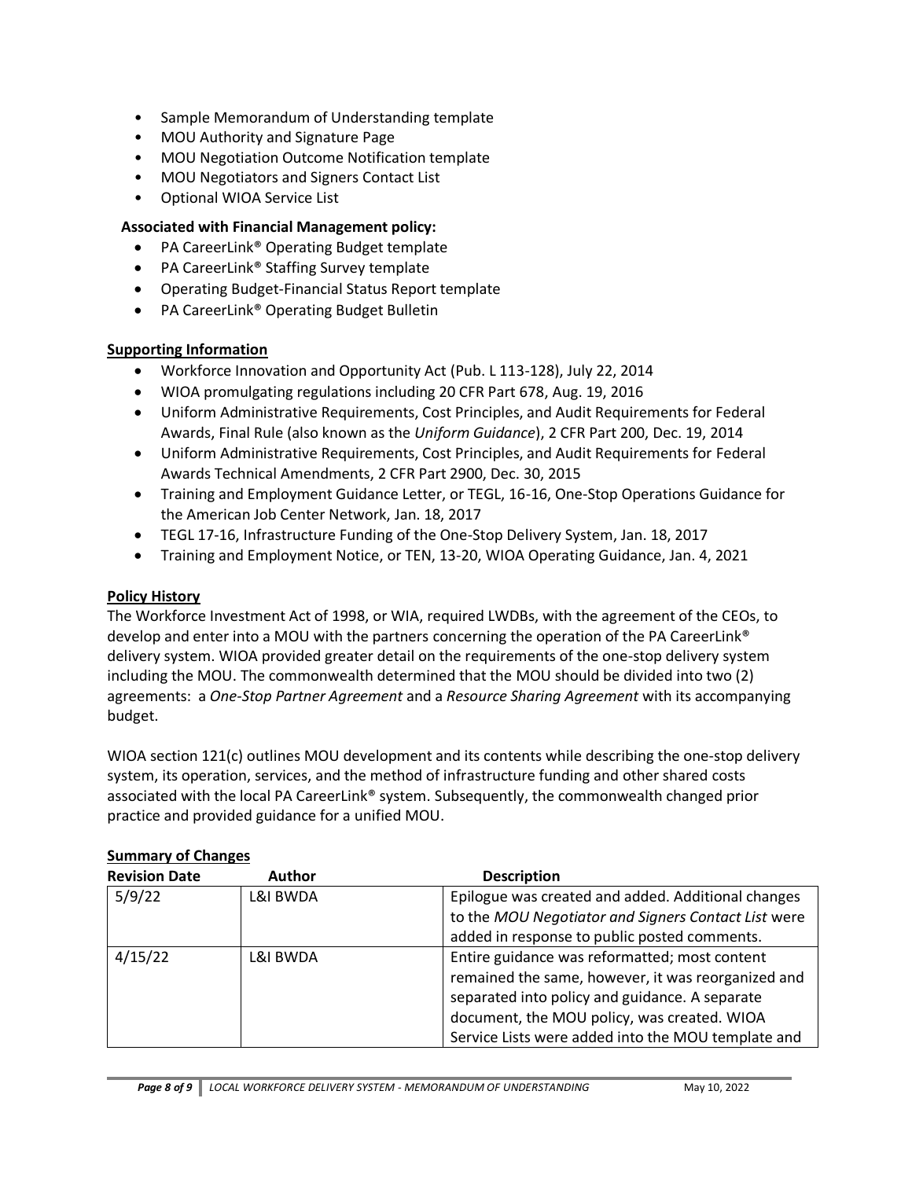- Sample Memorandum of Understanding template
- MOU Authority and Signature Page
- MOU Negotiation Outcome Notification template
- MOU Negotiators and Signers Contact List
- Optional WIOA Service List

**Associated with Financial Management policy:**

- PA CareerLink® Operating Budget template
- PA CareerLink® Staffing Survey template
- Operating Budget-Financial Status Report template
- PA CareerLink® Operating Budget Bulletin

**Supporting Information**

- Workforce Innovation and Opportunity Act (Pub. L 113-128), July 22, 2014
- WIOA promulgating regulations including 20 CFR Part 678, Aug. 19, 2016
- Uniform Administrative Requirements, Cost Principles, and Audit Requirements for Federal Awards, Final Rule (also known as the *Uniform Guidance*), 2 CFR Part 200, Dec. 19, 2014
- Uniform Administrative Requirements, Cost Principles, and Audit Requirements for Federal Awards Technical Amendments, 2 CFR Part 2900, Dec. 30, 2015
- Training and Employment Guidance Letter, or TEGL, 16-16, One-Stop Operations Guidance for the American Job Center Network, Jan. 18, 2017
- TEGL 17-16, Infrastructure Funding of the One-Stop Delivery System, Jan. 18, 2017
- Training and Employment Notice, or TEN, 13-20, WIOA Operating Guidance, Jan. 4, 2021

**Policy History**

The Workforce Investment Act of 1998, or WIA, required LWDBs, with the agreement of the CEOs, to develop and enter into a MOU with the partners concerning the operation of the PA CareerLink® delivery system. WIOA provided greater detail on the requirements of the one-stop delivery system including the MOU. The commonwealth determined that the MOU should be divided into two (2) agreements: a *One-Stop Partner Agreement* and a *Resource Sharing Agreement* with its accompanying budget.

WIOA section 121(c) outlines MOU development and its contents while describing the one-stop delivery system, its operation, services, and the method of infrastructure funding and other shared costs associated with the local PA CareerLink® system. Subsequently, the commonwealth changed prior practice and provided guidance for a unified MOU.

**Summary of Changes**

| Revision Date | Author | Description |
|---|---|---|
| 5/9/22 | L&I BWDA | Epilogue was created and added. Additional changes to the *MOU Negotiator and Signers Contact List* were added in response to public posted comments. |
| 4/15/22 | L&I BWDA | Entire guidance was reformatted; most content remained the same, however, it was reorganized and separated into policy and guidance. A separate document, the MOU policy, was created. WIOA Service Lists were added into the MOU template and |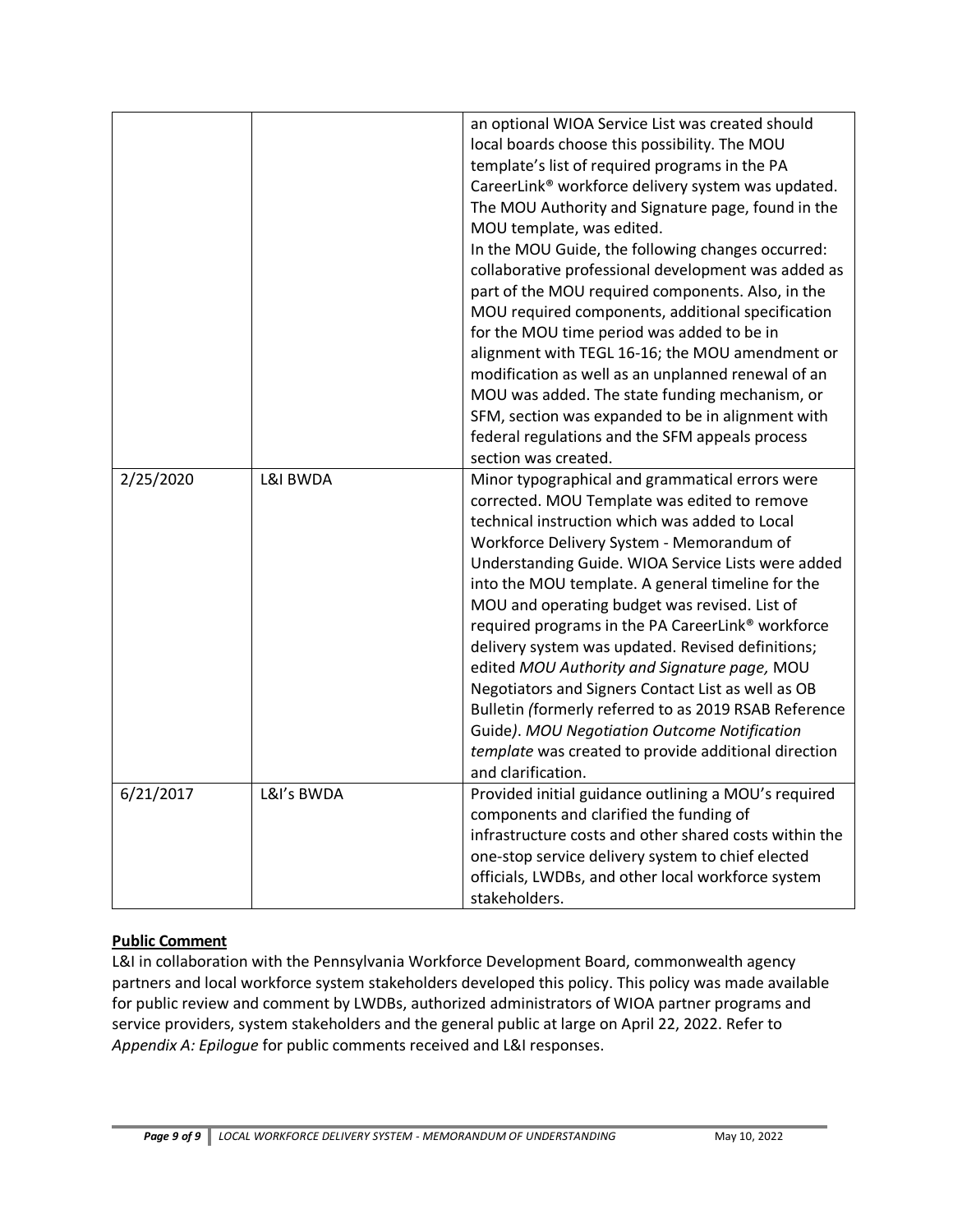| | | |
|---|---|---|
| | | an optional WIOA Service List was created should local boards choose this possibility. The MOU template's list of required programs in the PA CareerLink® workforce delivery system was updated. The MOU Authority and Signature page, found in the MOU template, was edited.<br>In the MOU Guide, the following changes occurred: collaborative professional development was added as part of the MOU required components. Also, in the MOU required components, additional specification for the MOU time period was added to be in alignment with TEGL 16-16; the MOU amendment or modification as well as an unplanned renewal of an MOU was added. The state funding mechanism, or SFM, section was expanded to be in alignment with federal regulations and the SFM appeals process section was created. |
| 2/25/2020 | L&I BWDA | Minor typographical and grammatical errors were corrected. MOU Template was edited to remove technical instruction which was added to Local Workforce Delivery System - Memorandum of Understanding Guide. WIOA Service Lists were added into the MOU template. A general timeline for the MOU and operating budget was revised. List of required programs in the PA CareerLink® workforce delivery system was updated. Revised definitions; edited *MOU Authority and Signature page,* MOU Negotiators and Signers Contact List as well as OB Bulletin *(*formerly referred to as 2019 RSAB Reference Guide*). MOU Negotiation Outcome Notification template* was created to provide additional direction and clarification. |
| 6/21/2017 | L&I's BWDA | Provided initial guidance outlining a MOU's required components and clarified the funding of infrastructure costs and other shared costs within the one-stop service delivery system to chief elected officials, LWDBs, and other local workforce system stakeholders. |

**Public Comment**

L&I in collaboration with the Pennsylvania Workforce Development Board, commonwealth agency partners and local workforce system stakeholders developed this policy. This policy was made available for public review and comment by LWDBs, authorized administrators of WIOA partner programs and service providers, system stakeholders and the general public at large on April 22, 2022. Refer to *Appendix A: Epilogue* for public comments received and L&I responses.